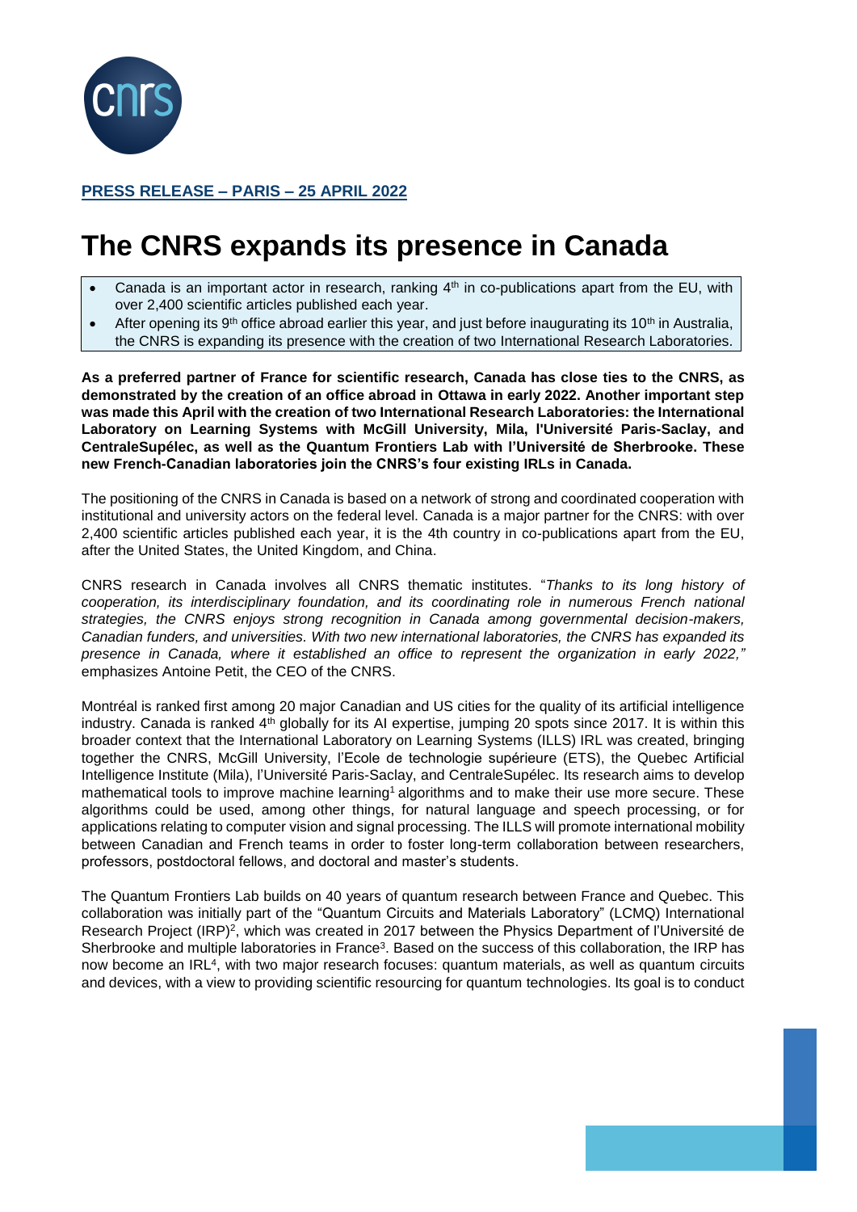**PRESS RELEASE – PARIS – 25 APRIL 2022**

# The CNRS expands its presence in Canada

- Canada is an important actor in research, ranking 4th in co-publications apart from the EU, with over 2,400 scientific articles published each year.
- After opening its 9th office abroad earlier this year, and just before inaugurating its 10th in Australia, the CNRS is expanding its presence with the creation of two International Research Laboratories.

**As a preferred partner of France for scientific research, Canada has close ties to the CNRS, as demonstrated by the creation of an office abroad in Ottawa in early 2022. Another important step was made this April with the creation of two International Research Laboratories: the International Laboratory on Learning Systems with McGill University, Mila, l'Université Paris-Saclay, and CentraleSupélec, as well as the Quantum Frontiers Lab with l'Université de Sherbrooke. These new French-Canadian laboratories join the CNRS's four existing IRLs in Canada.**

The positioning of the CNRS in Canada is based on a network of strong and coordinated cooperation with institutional and university actors on the federal level. Canada is a major partner for the CNRS: with over 2,400 scientific articles published each year, it is the 4th country in co-publications apart from the EU, after the United States, the United Kingdom, and China.

CNRS research in Canada involves all CNRS thematic institutes. "*Thanks to its long history of cooperation, its interdisciplinary foundation, and its coordinating role in numerous French national strategies, the CNRS enjoys strong recognition in Canada among governmental decision-makers, Canadian funders, and universities. With two new international laboratories, the CNRS has expanded its presence in Canada, where it established an office to represent the organization in early 2022,"* emphasizes Antoine Petit, the CEO of the CNRS.

Montréal is ranked first among 20 major Canadian and US cities for the quality of its artificial intelligence industry. Canada is ranked 4th globally for its AI expertise, jumping 20 spots since 2017. It is within this broader context that the International Laboratory on Learning Systems (ILLS) IRL was created, bringing together the CNRS, McGill University, l'Ecole de technologie supérieure (ETS), the Quebec Artificial Intelligence Institute (Mila), l'Université Paris-Saclay, and CentraleSupélec. Its research aims to develop mathematical tools to improve machine learning[1] algorithms and to make their use more secure. These algorithms could be used, among other things, for natural language and speech processing, or for applications relating to computer vision and signal processing. The ILLS will promote international mobility between Canadian and French teams in order to foster long-term collaboration between researchers, professors, postdoctoral fellows, and doctoral and master's students.

The Quantum Frontiers Lab builds on 40 years of quantum research between France and Quebec. This collaboration was initially part of the "Quantum Circuits and Materials Laboratory" (LCMQ) International Research Project (IRP)[2], which was created in 2017 between the Physics Department of l'Université de Sherbrooke and multiple laboratories in France[3]. Based on the success of this collaboration, the IRP has now become an IRL[4], with two major research focuses: quantum materials, as well as quantum circuits and devices, with a view to providing scientific resourcing for quantum technologies. Its goal is to conduct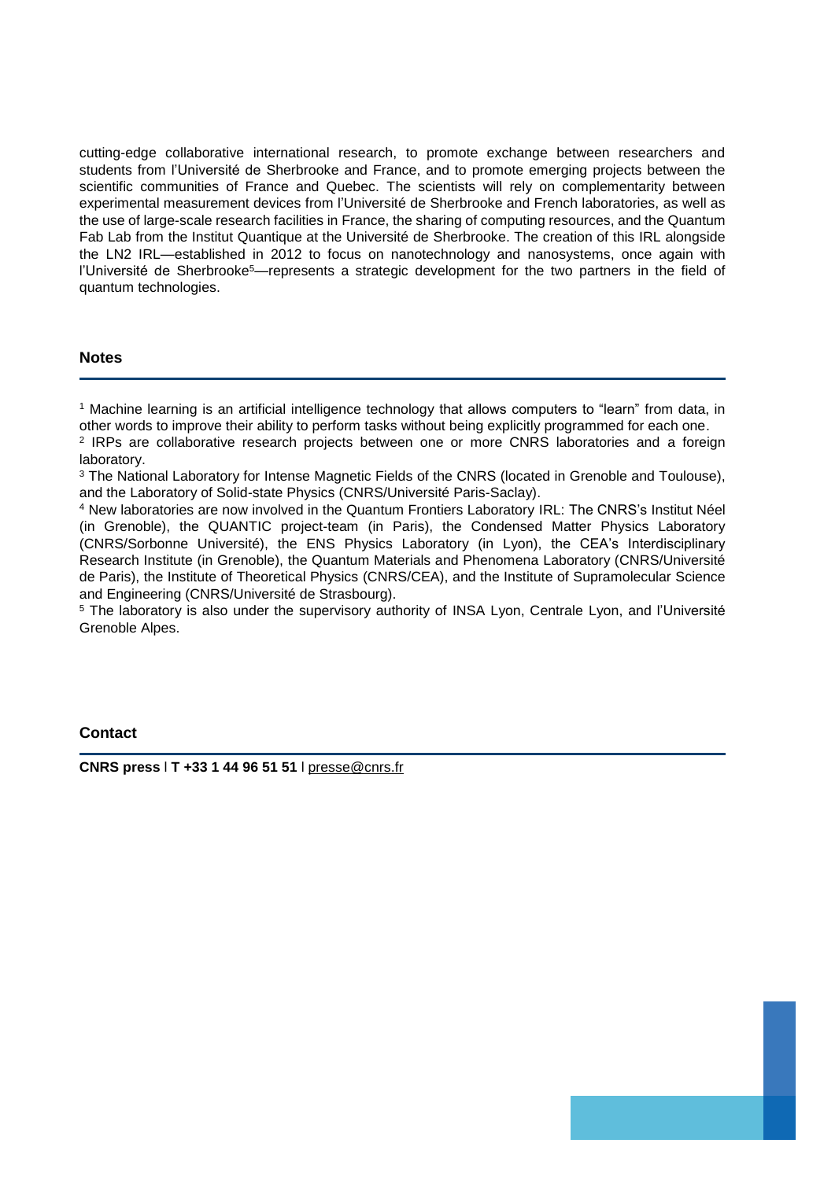cutting-edge collaborative international research, to promote exchange between researchers and students from l'Université de Sherbrooke and France, and to promote emerging projects between the scientific communities of France and Quebec. The scientists will rely on complementarity between experimental measurement devices from l'Université de Sherbrooke and French laboratories, as well as the use of large-scale research facilities in France, the sharing of computing resources, and the Quantum Fab Lab from the Institut Quantique at the Université de Sherbrooke. The creation of this IRL alongside the LN2 IRL—established in 2012 to focus on nanotechnology and nanosystems, once again with l'Université de Sherbrooke[5]—represents a strategic development for the two partners in the field of quantum technologies.

## Notes

[1] Machine learning is an artificial intelligence technology that allows computers to "learn" from data, in other words to improve their ability to perform tasks without being explicitly programmed for each one.

[2] IRPs are collaborative research projects between one or more CNRS laboratories and a foreign laboratory.

[3] The National Laboratory for Intense Magnetic Fields of the CNRS (located in Grenoble and Toulouse), and the Laboratory of Solid-state Physics (CNRS/Université Paris-Saclay).

[4] New laboratories are now involved in the Quantum Frontiers Laboratory IRL: The CNRS's Institut Néel (in Grenoble), the QUANTIC project-team (in Paris), the Condensed Matter Physics Laboratory (CNRS/Sorbonne Université), the ENS Physics Laboratory (in Lyon), the CEA's Interdisciplinary Research Institute (in Grenoble), the Quantum Materials and Phenomena Laboratory (CNRS/Université de Paris), the Institute of Theoretical Physics (CNRS/CEA), and the Institute of Supramolecular Science and Engineering (CNRS/Université de Strasbourg).

[5] The laboratory is also under the supervisory authority of INSA Lyon, Centrale Lyon, and l'Université Grenoble Alpes.

## Contact

**CNRS press** I **T +33 1 44 96 51 51** I presse@cnrs.fr